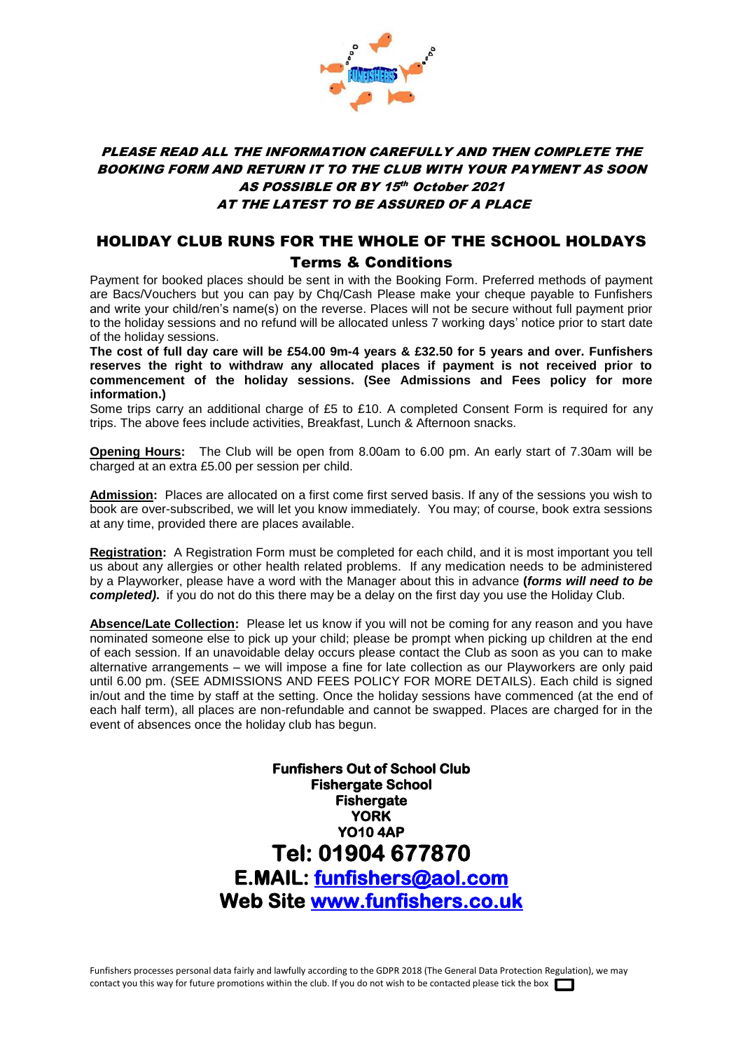***PLEASE READ ALL THE INFORMATION CAREFULLY AND THEN COMPLETE THE BOOKING FORM AND RETURN IT TO THE CLUB WITH YOUR PAYMENT AS SOON AS POSSIBLE OR BY 15th October 2021 AT THE LATEST TO BE ASSURED OF A PLACE***

## HOLIDAY CLUB RUNS FOR THE WHOLE OF THE SCHOOL HOLDAYS

### Terms & Conditions

Payment for booked places should be sent in with the Booking Form. Preferred methods of payment are Bacs/Vouchers but you can pay by Chq/Cash Please make your cheque payable to Funfishers and write your child/ren's name(s) on the reverse. Places will not be secure without full payment prior to the holiday sessions and no refund will be allocated unless 7 working days' notice prior to start date of the holiday sessions.

**The cost of full day care will be £54.00 9m-4 years & £32.50 for 5 years and over. Funfishers reserves the right to withdraw any allocated places if payment is not received prior to commencement of the holiday sessions. (See Admissions and Fees policy for more information.)**

Some trips carry an additional charge of £5 to £10. A completed Consent Form is required for any trips. The above fees include activities, Breakfast, Lunch & Afternoon snacks.

**Opening Hours:** The Club will be open from 8.00am to 6.00 pm. An early start of 7.30am will be charged at an extra £5.00 per session per child.

**Admission:** Places are allocated on a first come first served basis. If any of the sessions you wish to book are over-subscribed, we will let you know immediately. You may; of course, book extra sessions at any time, provided there are places available.

**Registration:** A Registration Form must be completed for each child, and it is most important you tell us about any allergies or other health related problems. If any medication needs to be administered by a Playworker, please have a word with the Manager about this in advance **(*forms will need to be completed).*** if you do not do this there may be a delay on the first day you use the Holiday Club.

**Absence/Late Collection:** Please let us know if you will not be coming for any reason and you have nominated someone else to pick up your child; please be prompt when picking up children at the end of each session. If an unavoidable delay occurs please contact the Club as soon as you can to make alternative arrangements – we will impose a fine for late collection as our Playworkers are only paid until 6.00 pm. (SEE ADMISSIONS AND FEES POLICY FOR MORE DETAILS). Each child is signed in/out and the time by staff at the setting. Once the holiday sessions have commenced (at the end of each half term), all places are non-refundable and cannot be swapped. Places are charged for in the event of absences once the holiday club has begun.

**Funfishers Out of School Club**
**Fishergate School**
**Fishergate**
**YORK**
**YO10 4AP**

**Tel: 01904 677870**

**E.MAIL: funfishers@aol.com**

**Web Site www.funfishers.co.uk**

Funfishers processes personal data fairly and lawfully according to the GDPR 2018 (The General Data Protection Regulation), we may contact you this way for future promotions within the club. If you do not wish to be contacted please tick the box ☐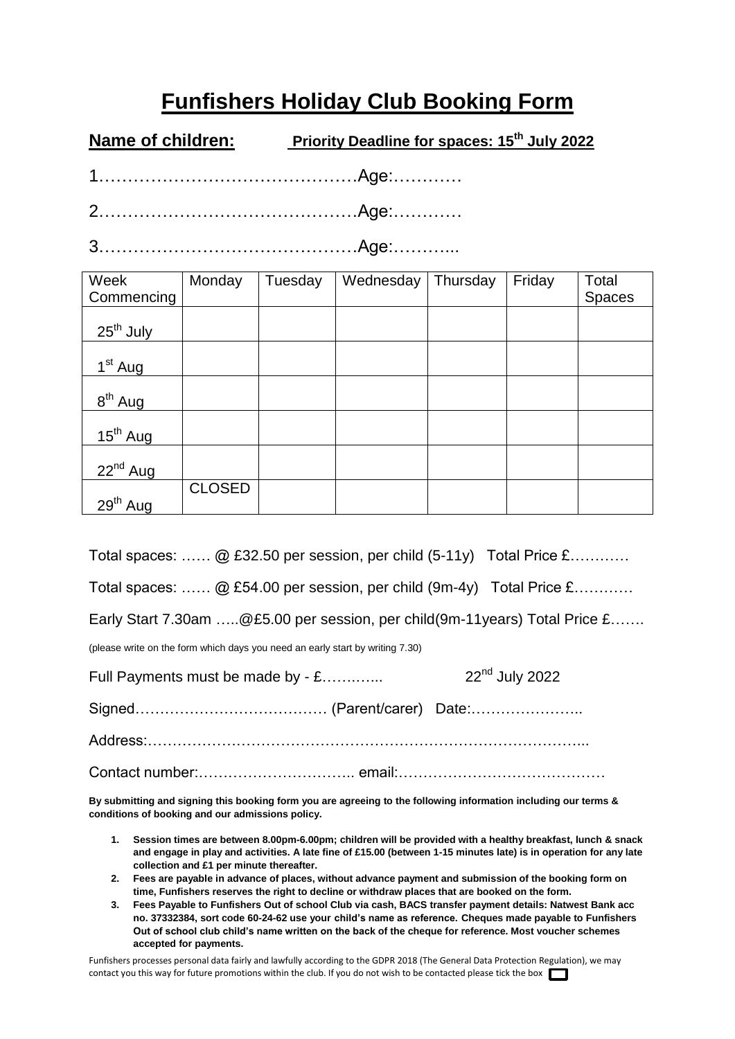# Funfishers Holiday Club Booking Form

**Name of children:** **Priority Deadline for spaces: 15th July 2022**

1……………………………………Age:…………

2……………………………………Age:…………

3……………………………………Age:………...

| Week Commencing | Monday | Tuesday | Wednesday | Thursday | Friday | Total Spaces |
|---|---|---|---|---|---|---|
| 25th July | | | | | | |
| 1st Aug | | | | | | |
| 8th Aug | | | | | | |
| 15th Aug | | | | | | |
| 22nd Aug | | | | | | |
| 29th Aug | CLOSED | | | | | |

Total spaces: …… @ £32.50 per session, per child (5-11y) Total Price £…………

Total spaces: …… @ £54.00 per session, per child (9m-4y) Total Price £…………

Early Start 7.30am …..@£5.00 per session, per child(9m-11years) Total Price £…….

(please write on the form which days you need an early start by writing 7.30)

Full Payments must be made by - £……..…... 22nd July 2022

Signed………………………………… (Parent/carer) Date:…………………..

Address:……………………………………………………………………………...

Contact number:………………………….. email:……………………………………

**By submitting and signing this booking form you are agreeing to the following information including our terms & conditions of booking and our admissions policy.**

1. **Session times are between 8.00pm-6.00pm; children will be provided with a healthy breakfast, lunch & snack and engage in play and activities. A late fine of £15.00 (between 1-15 minutes late) is in operation for any late collection and £1 per minute thereafter.**
2. **Fees are payable in advance of places, without advance payment and submission of the booking form on time, Funfishers reserves the right to decline or withdraw places that are booked on the form.**
3. **Fees Payable to Funfishers Out of school Club via cash, BACS transfer payment details: Natwest Bank acc no. 37332384, sort code 60-24-62 use your child's name as reference. Cheques made payable to Funfishers Out of school club child's name written on the back of the cheque for reference. Most voucher schemes accepted for payments.**

Funfishers processes personal data fairly and lawfully according to the GDPR 2018 (The General Data Protection Regulation), we may contact you this way for future promotions within the club. If you do not wish to be contacted please tick the box ☐